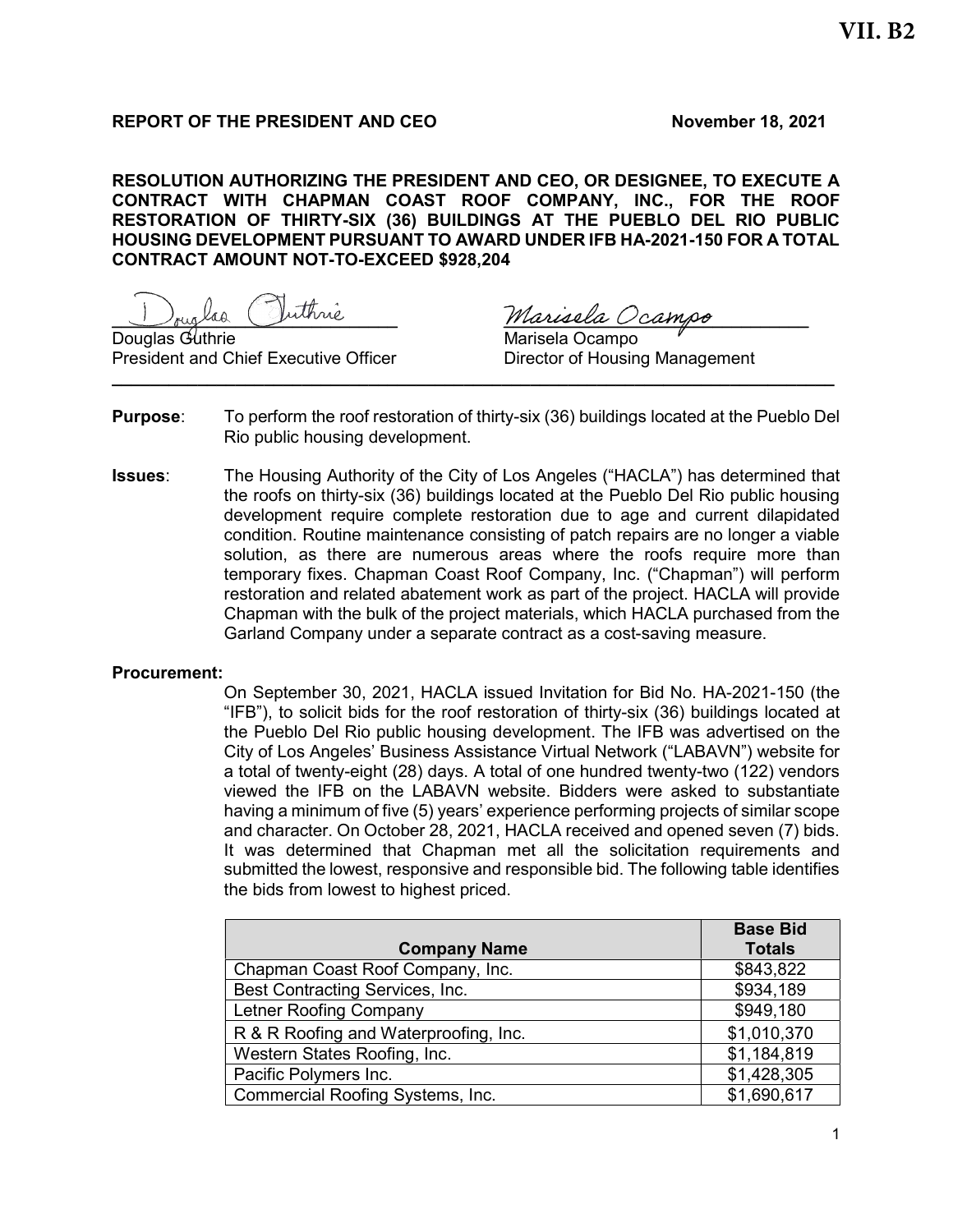VII. B2

**REPORT OF THE PRESIDENT AND CEO** **November 18, 2021**

**RESOLUTION AUTHORIZING THE PRESIDENT AND CEO, OR DESIGNEE, TO EXECUTE A CONTRACT WITH CHAPMAN COAST ROOF COMPANY, INC., FOR THE ROOF RESTORATION OF THIRTY-SIX (36) BUILDINGS AT THE PUEBLO DEL RIO PUBLIC HOUSING DEVELOPMENT PURSUANT TO AWARD UNDER IFB HA-2021-150 FOR A TOTAL CONTRACT AMOUNT NOT-TO-EXCEED $928,204**

Douglas Guthrie
President and Chief Executive Officer

Marisela Ocampo
Director of Housing Management

---

**Purpose**: To perform the roof restoration of thirty-six (36) buildings located at the Pueblo Del Rio public housing development.

**Issues**: The Housing Authority of the City of Los Angeles ("HACLA") has determined that the roofs on thirty-six (36) buildings located at the Pueblo Del Rio public housing development require complete restoration due to age and current dilapidated condition. Routine maintenance consisting of patch repairs are no longer a viable solution, as there are numerous areas where the roofs require more than temporary fixes. Chapman Coast Roof Company, Inc. ("Chapman") will perform restoration and related abatement work as part of the project. HACLA will provide Chapman with the bulk of the project materials, which HACLA purchased from the Garland Company under a separate contract as a cost-saving measure.

**Procurement:**

On September 30, 2021, HACLA issued Invitation for Bid No. HA-2021-150 (the "IFB"), to solicit bids for the roof restoration of thirty-six (36) buildings located at the Pueblo Del Rio public housing development. The IFB was advertised on the City of Los Angeles' Business Assistance Virtual Network ("LABAVN") website for a total of twenty-eight (28) days. A total of one hundred twenty-two (122) vendors viewed the IFB on the LABAVN website. Bidders were asked to substantiate having a minimum of five (5) years' experience performing projects of similar scope and character. On October 28, 2021, HACLA received and opened seven (7) bids. It was determined that Chapman met all the solicitation requirements and submitted the lowest, responsive and responsible bid. The following table identifies the bids from lowest to highest priced.

| Company Name | Base Bid Totals |
|---|---|
| Chapman Coast Roof Company, Inc. | $843,822 |
| Best Contracting Services, Inc. | $934,189 |
| Letner Roofing Company | $949,180 |
| R & R Roofing and Waterproofing, Inc. | $1,010,370 |
| Western States Roofing, Inc. | $1,184,819 |
| Pacific Polymers Inc. | $1,428,305 |
| Commercial Roofing Systems, Inc. | $1,690,617 |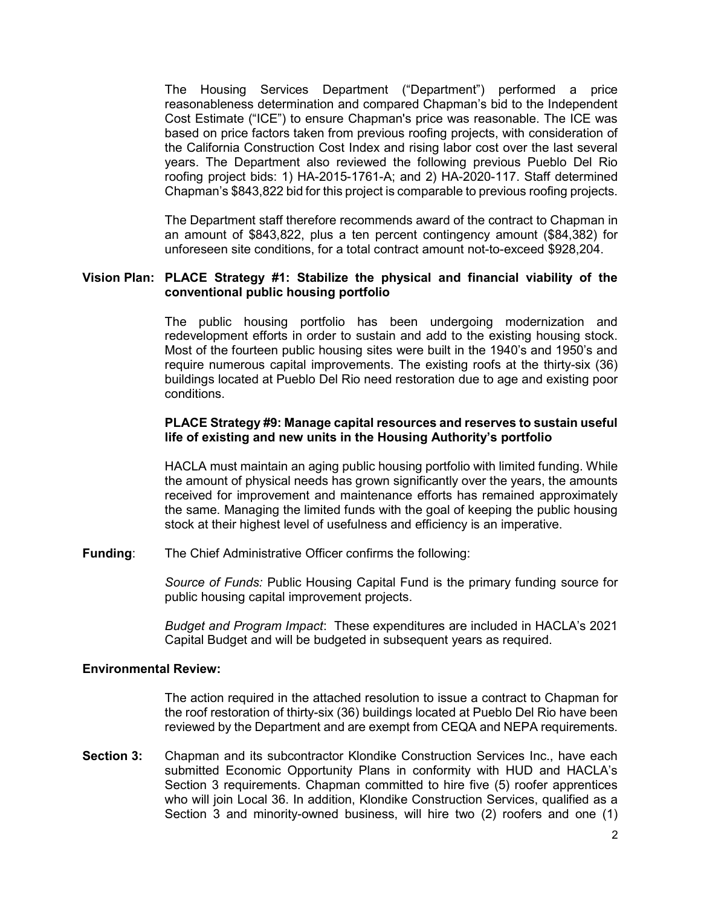The Housing Services Department ("Department") performed a price reasonableness determination and compared Chapman's bid to the Independent Cost Estimate ("ICE") to ensure Chapman's price was reasonable. The ICE was based on price factors taken from previous roofing projects, with consideration of the California Construction Cost Index and rising labor cost over the last several years. The Department also reviewed the following previous Pueblo Del Rio roofing project bids: 1) HA-2015-1761-A; and 2) HA-2020-117. Staff determined Chapman's $843,822 bid for this project is comparable to previous roofing projects.

The Department staff therefore recommends award of the contract to Chapman in an amount of $843,822, plus a ten percent contingency amount ($84,382) for unforeseen site conditions, for a total contract amount not-to-exceed $928,204.

**Vision Plan: PLACE Strategy #1: Stabilize the physical and financial viability of the conventional public housing portfolio**

The public housing portfolio has been undergoing modernization and redevelopment efforts in order to sustain and add to the existing housing stock. Most of the fourteen public housing sites were built in the 1940's and 1950's and require numerous capital improvements. The existing roofs at the thirty-six (36) buildings located at Pueblo Del Rio need restoration due to age and existing poor conditions.

**PLACE Strategy #9: Manage capital resources and reserves to sustain useful life of existing and new units in the Housing Authority's portfolio**

HACLA must maintain an aging public housing portfolio with limited funding. While the amount of physical needs has grown significantly over the years, the amounts received for improvement and maintenance efforts has remained approximately the same. Managing the limited funds with the goal of keeping the public housing stock at their highest level of usefulness and efficiency is an imperative.

**Funding**: The Chief Administrative Officer confirms the following:

*Source of Funds:* Public Housing Capital Fund is the primary funding source for public housing capital improvement projects.

*Budget and Program Impact*: These expenditures are included in HACLA's 2021 Capital Budget and will be budgeted in subsequent years as required.

**Environmental Review:**

The action required in the attached resolution to issue a contract to Chapman for the roof restoration of thirty-six (36) buildings located at Pueblo Del Rio have been reviewed by the Department and are exempt from CEQA and NEPA requirements.

**Section 3:** Chapman and its subcontractor Klondike Construction Services Inc., have each submitted Economic Opportunity Plans in conformity with HUD and HACLA's Section 3 requirements. Chapman committed to hire five (5) roofer apprentices who will join Local 36. In addition, Klondike Construction Services, qualified as a Section 3 and minority-owned business, will hire two (2) roofers and one (1)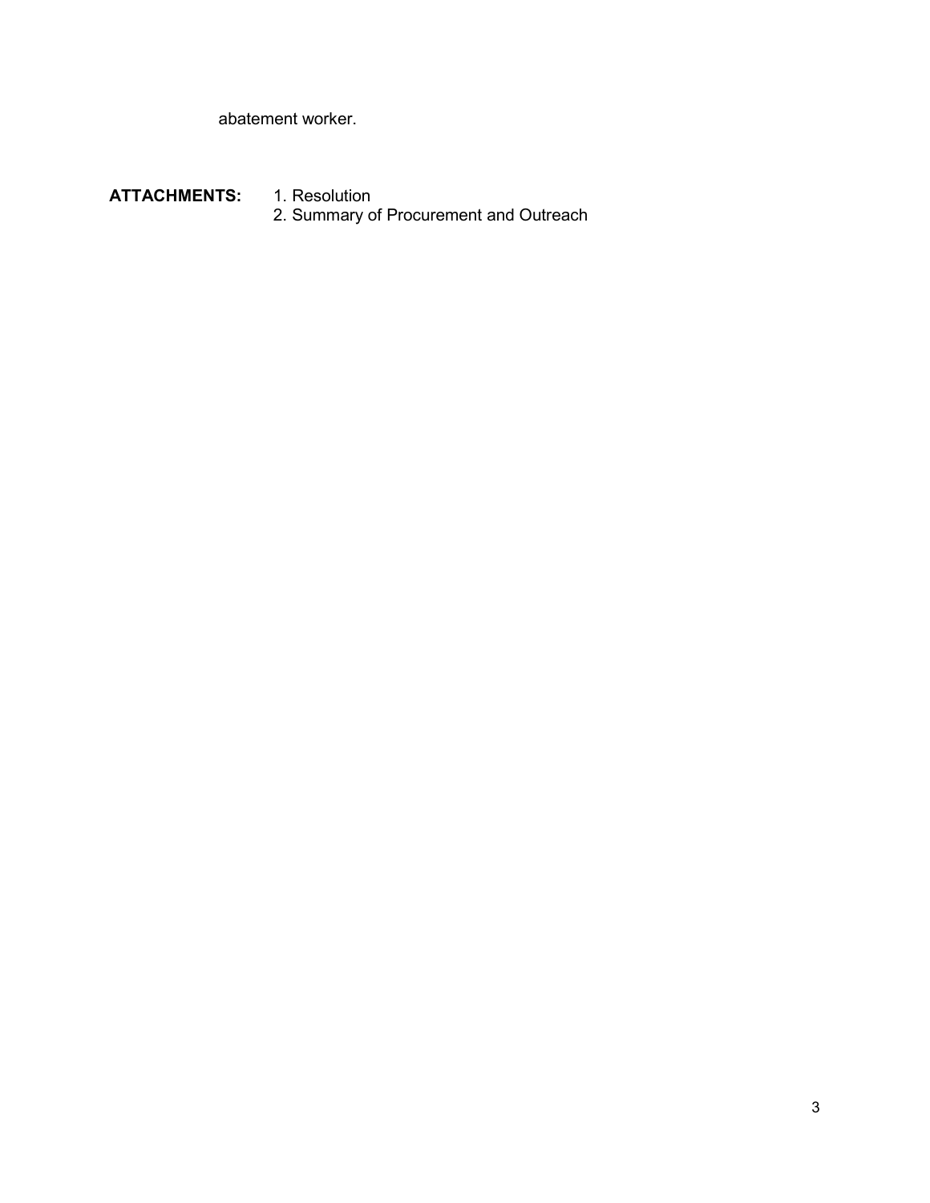abatement worker.

**ATTACHMENTS:** 1. Resolution
2. Summary of Procurement and Outreach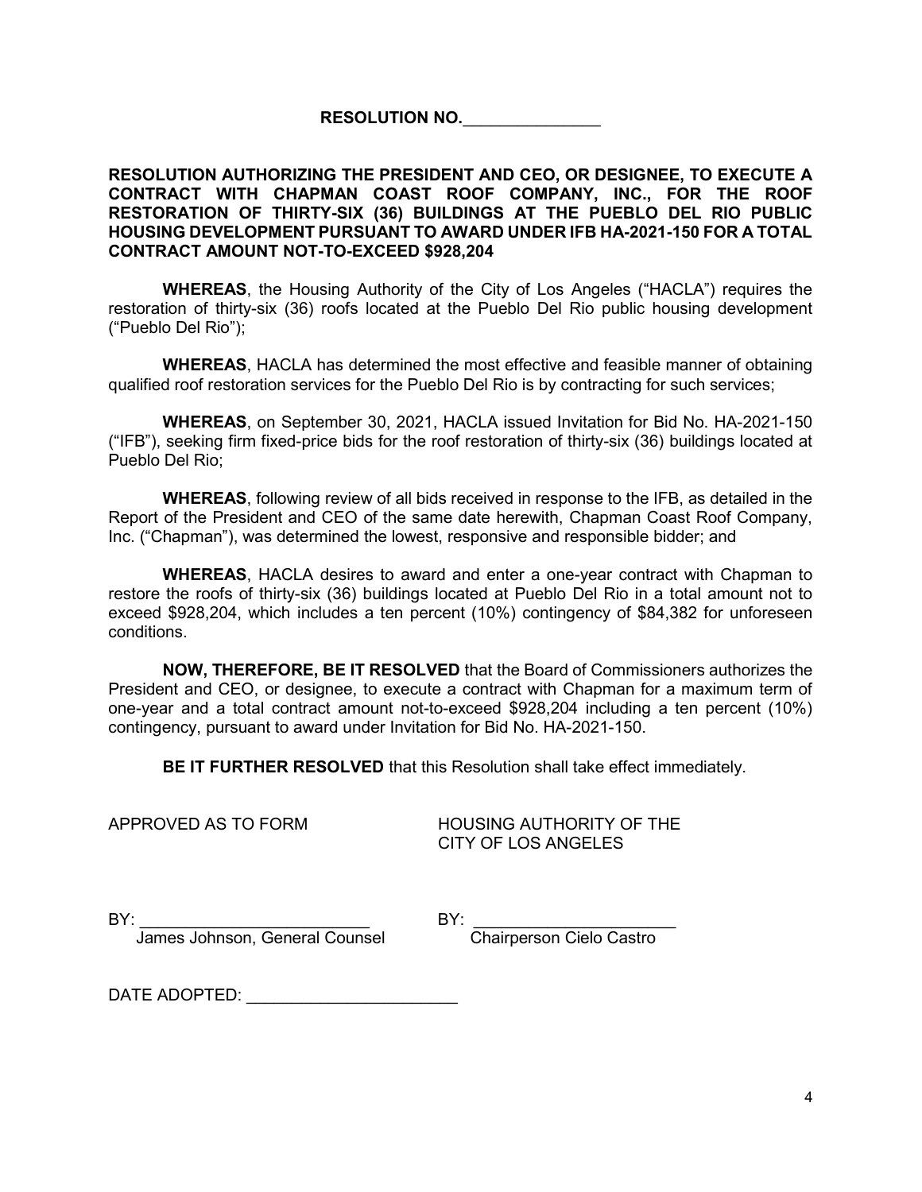**RESOLUTION NO.\_\_\_\_\_\_\_\_\_\_\_\_\_\_\_**

**RESOLUTION AUTHORIZING THE PRESIDENT AND CEO, OR DESIGNEE, TO EXECUTE A CONTRACT WITH CHAPMAN COAST ROOF COMPANY, INC., FOR THE ROOF RESTORATION OF THIRTY-SIX (36) BUILDINGS AT THE PUEBLO DEL RIO PUBLIC HOUSING DEVELOPMENT PURSUANT TO AWARD UNDER IFB HA-2021-150 FOR A TOTAL CONTRACT AMOUNT NOT-TO-EXCEED $928,204**

**WHEREAS**, the Housing Authority of the City of Los Angeles ("HACLA") requires the restoration of thirty-six (36) roofs located at the Pueblo Del Rio public housing development ("Pueblo Del Rio");

**WHEREAS**, HACLA has determined the most effective and feasible manner of obtaining qualified roof restoration services for the Pueblo Del Rio is by contracting for such services;

**WHEREAS**, on September 30, 2021, HACLA issued Invitation for Bid No. HA-2021-150 ("IFB"), seeking firm fixed-price bids for the roof restoration of thirty-six (36) buildings located at Pueblo Del Rio;

**WHEREAS**, following review of all bids received in response to the IFB, as detailed in the Report of the President and CEO of the same date herewith, Chapman Coast Roof Company, Inc. ("Chapman"), was determined the lowest, responsive and responsible bidder; and

**WHEREAS**, HACLA desires to award and enter a one-year contract with Chapman to restore the roofs of thirty-six (36) buildings located at Pueblo Del Rio in a total amount not to exceed $928,204, which includes a ten percent (10%) contingency of $84,382 for unforeseen conditions.

**NOW, THEREFORE, BE IT RESOLVED** that the Board of Commissioners authorizes the President and CEO, or designee, to execute a contract with Chapman for a maximum term of one-year and a total contract amount not-to-exceed $928,204 including a ten percent (10%) contingency, pursuant to award under Invitation for Bid No. HA-2021-150.

**BE IT FURTHER RESOLVED** that this Resolution shall take effect immediately.

APPROVED AS TO FORM

HOUSING AUTHORITY OF THE CITY OF LOS ANGELES

BY: \_\_\_\_\_\_\_\_\_\_\_\_\_\_\_\_\_\_\_\_\_\_\_\_\_
James Johnson, General Counsel

BY: \_\_\_\_\_\_\_\_\_\_\_\_\_\_\_\_\_\_\_\_\_\_\_\_\_
Chairperson Cielo Castro

DATE ADOPTED: \_\_\_\_\_\_\_\_\_\_\_\_\_\_\_\_\_\_\_\_\_\_\_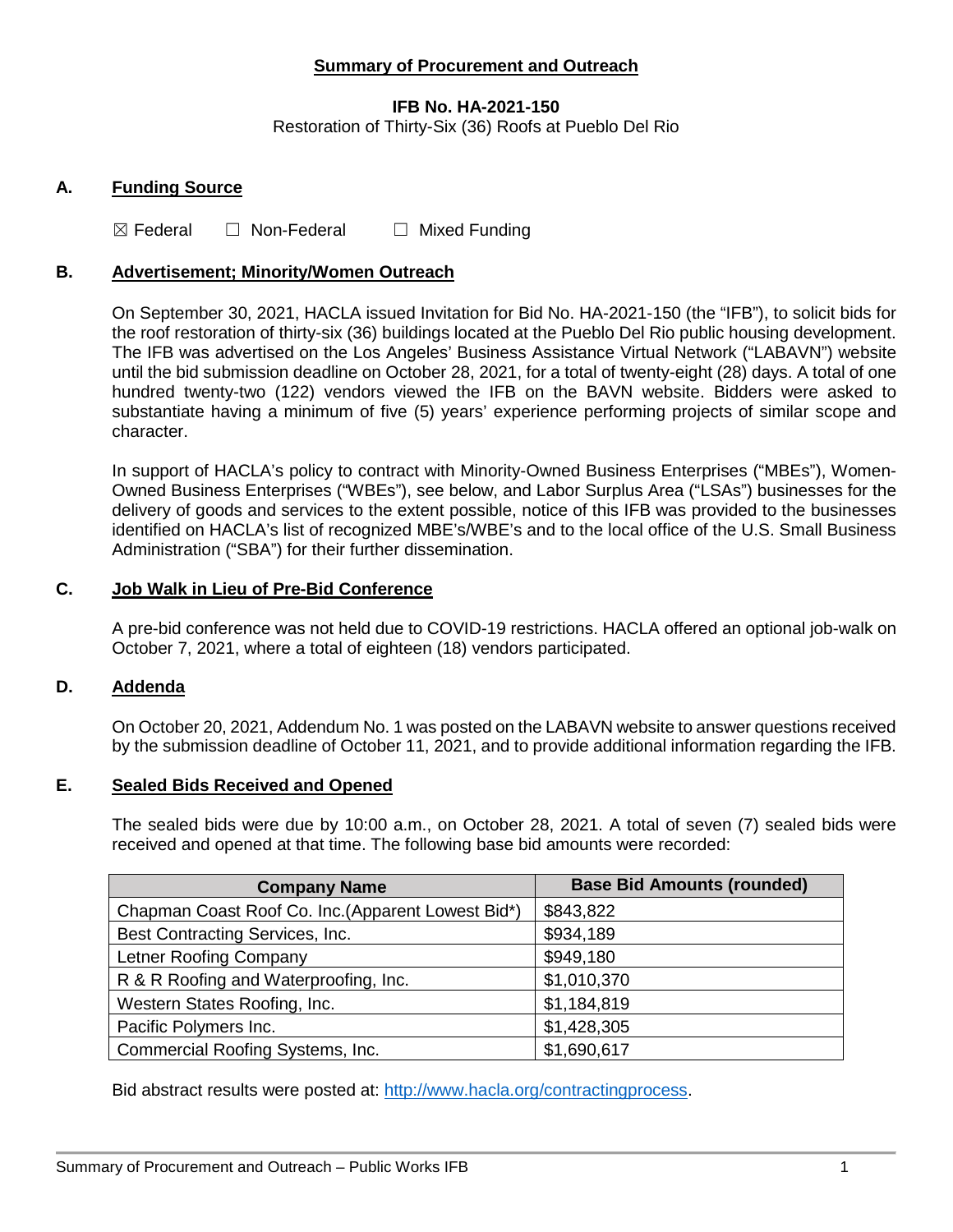## Summary of Procurement and Outreach

**IFB No. HA-2021-150**

Restoration of Thirty-Six (36) Roofs at Pueblo Del Rio

### A. Funding Source

☒ Federal ☐ Non-Federal ☐ Mixed Funding

### B. Advertisement; Minority/Women Outreach

On September 30, 2021, HACLA issued Invitation for Bid No. HA-2021-150 (the "IFB"), to solicit bids for the roof restoration of thirty-six (36) buildings located at the Pueblo Del Rio public housing development. The IFB was advertised on the Los Angeles' Business Assistance Virtual Network ("LABAVN") website until the bid submission deadline on October 28, 2021, for a total of twenty-eight (28) days. A total of one hundred twenty-two (122) vendors viewed the IFB on the BAVN website. Bidders were asked to substantiate having a minimum of five (5) years' experience performing projects of similar scope and character.

In support of HACLA's policy to contract with Minority-Owned Business Enterprises ("MBEs"), Women-Owned Business Enterprises ("WBEs"), see below, and Labor Surplus Area ("LSAs") businesses for the delivery of goods and services to the extent possible, notice of this IFB was provided to the businesses identified on HACLA's list of recognized MBE's/WBE's and to the local office of the U.S. Small Business Administration ("SBA") for their further dissemination.

### C. Job Walk in Lieu of Pre-Bid Conference

A pre-bid conference was not held due to COVID-19 restrictions. HACLA offered an optional job-walk on October 7, 2021, where a total of eighteen (18) vendors participated.

### D. Addenda

On October 20, 2021, Addendum No. 1 was posted on the LABAVN website to answer questions received by the submission deadline of October 11, 2021, and to provide additional information regarding the IFB.

### E. Sealed Bids Received and Opened

The sealed bids were due by 10:00 a.m., on October 28, 2021. A total of seven (7) sealed bids were received and opened at that time. The following base bid amounts were recorded:

| Company Name | Base Bid Amounts (rounded) |
|---|---|
| Chapman Coast Roof Co. Inc.(Apparent Lowest Bid*) | $843,822 |
| Best Contracting Services, Inc. | $934,189 |
| Letner Roofing Company | $949,180 |
| R & R Roofing and Waterproofing, Inc. | $1,010,370 |
| Western States Roofing, Inc. | $1,184,819 |
| Pacific Polymers Inc. | $1,428,305 |
| Commercial Roofing Systems, Inc. | $1,690,617 |

Bid abstract results were posted at: http://www.hacla.org/contractingprocess.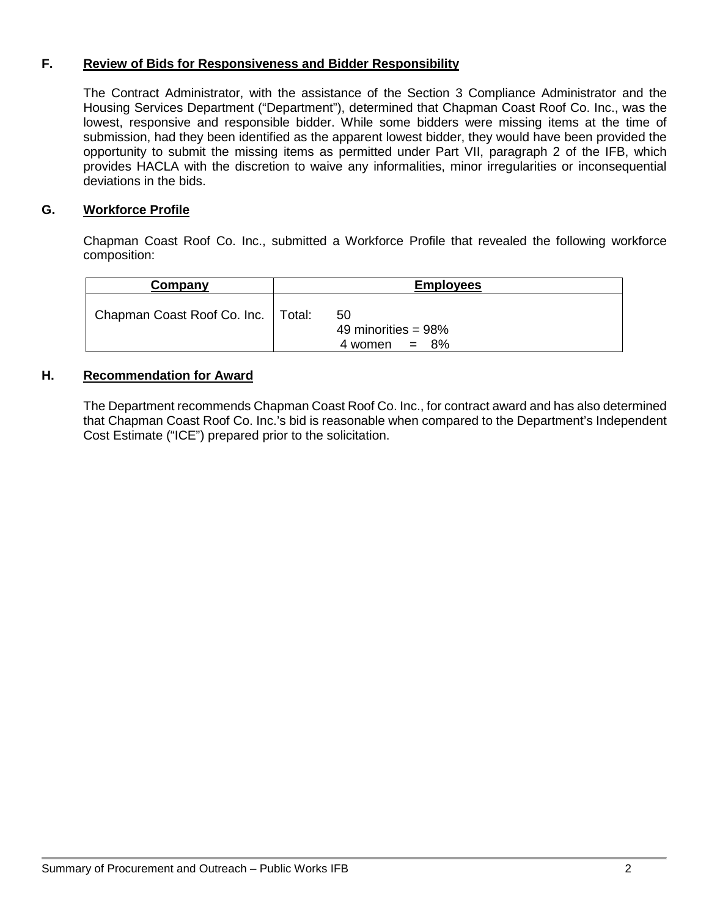### F. Review of Bids for Responsiveness and Bidder Responsibility

The Contract Administrator, with the assistance of the Section 3 Compliance Administrator and the Housing Services Department ("Department"), determined that Chapman Coast Roof Co. Inc., was the lowest, responsive and responsible bidder. While some bidders were missing items at the time of submission, had they been identified as the apparent lowest bidder, they would have been provided the opportunity to submit the missing items as permitted under Part VII, paragraph 2 of the IFB, which provides HACLA with the discretion to waive any informalities, minor irregularities or inconsequential deviations in the bids.

### G. Workforce Profile

Chapman Coast Roof Co. Inc., submitted a Workforce Profile that revealed the following workforce composition:

| Company | Employees |
|---|---|
| Chapman Coast Roof Co. Inc. | Total: 50<br>49 minorities = 98%<br>4 women = 8% |

### H. Recommendation for Award

The Department recommends Chapman Coast Roof Co. Inc., for contract award and has also determined that Chapman Coast Roof Co. Inc.'s bid is reasonable when compared to the Department's Independent Cost Estimate ("ICE") prepared prior to the solicitation.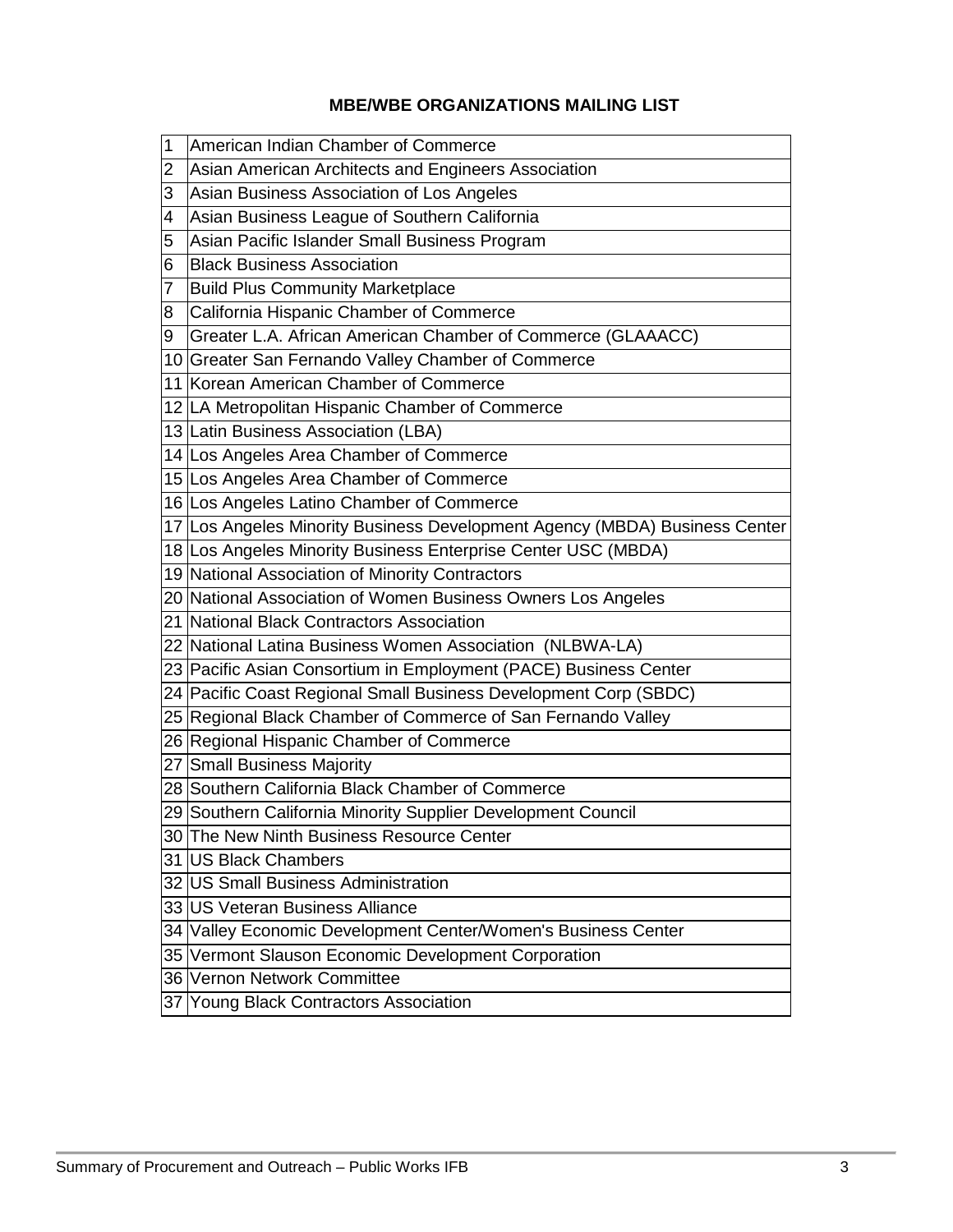**MBE/WBE ORGANIZATIONS MAILING LIST**

| | |
|---|---|
| 1 | American Indian Chamber of Commerce |
| 2 | Asian American Architects and Engineers Association |
| 3 | Asian Business Association of Los Angeles |
| 4 | Asian Business League of Southern California |
| 5 | Asian Pacific Islander Small Business Program |
| 6 | Black Business Association |
| 7 | Build Plus Community Marketplace |
| 8 | California Hispanic Chamber of Commerce |
| 9 | Greater L.A. African American Chamber of Commerce (GLAAACC) |
| 10 | Greater San Fernando Valley Chamber of Commerce |
| 11 | Korean American Chamber of Commerce |
| 12 | LA Metropolitan Hispanic Chamber of Commerce |
| 13 | Latin Business Association (LBA) |
| 14 | Los Angeles Area Chamber of Commerce |
| 15 | Los Angeles Area Chamber of Commerce |
| 16 | Los Angeles Latino Chamber of Commerce |
| 17 | Los Angeles Minority Business Development Agency (MBDA) Business Center |
| 18 | Los Angeles Minority Business Enterprise Center USC (MBDA) |
| 19 | National Association of Minority Contractors |
| 20 | National Association of Women Business Owners Los Angeles |
| 21 | National Black Contractors Association |
| 22 | National Latina Business Women Association (NLBWA-LA) |
| 23 | Pacific Asian Consortium in Employment (PACE) Business Center |
| 24 | Pacific Coast Regional Small Business Development Corp (SBDC) |
| 25 | Regional Black Chamber of Commerce of San Fernando Valley |
| 26 | Regional Hispanic Chamber of Commerce |
| 27 | Small Business Majority |
| 28 | Southern California Black Chamber of Commerce |
| 29 | Southern California Minority Supplier Development Council |
| 30 | The New Ninth Business Resource Center |
| 31 | US Black Chambers |
| 32 | US Small Business Administration |
| 33 | US Veteran Business Alliance |
| 34 | Valley Economic Development Center/Women's Business Center |
| 35 | Vermont Slauson Economic Development Corporation |
| 36 | Vernon Network Committee |
| 37 | Young Black Contractors Association |